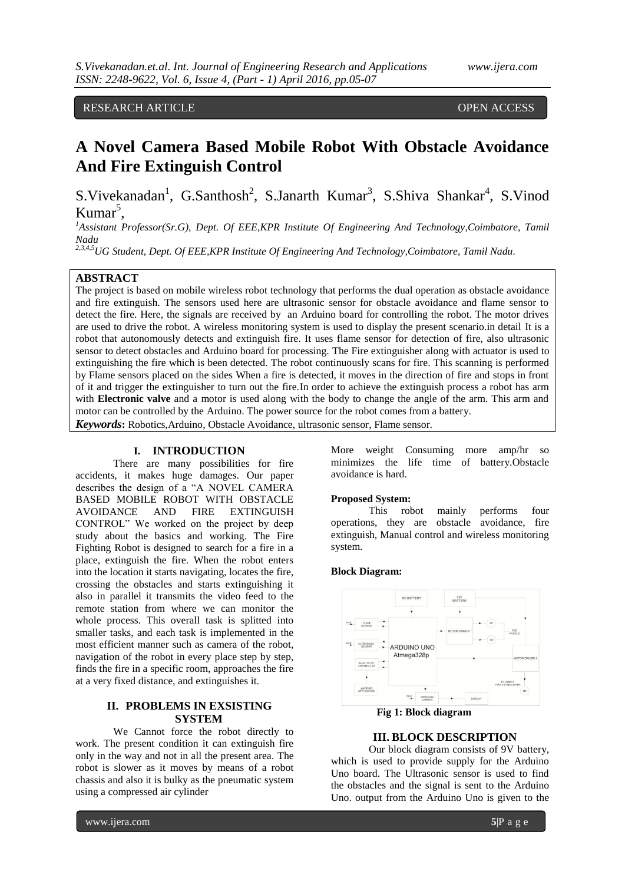RESEARCH ARTICLE OPEN ACCESS

# A Novel Camera Based Mobile Robot With Obstacle Avoidance And Fire Extinguish Control

S.Vivekanadan[1], G.Santhosh[2], S.Janarth Kumar[3], S.Shiva Shankar[4], S.Vinod Kumar[5],

[1]*Assistant Professor(Sr.G), Dept. Of EEE,KPR Institute Of Engineering And Technology,Coimbatore, Tamil Nadu*

[2,3,4,5]*UG Student, Dept. Of EEE,KPR Institute Of Engineering And Technology,Coimbatore, Tamil Nadu.*

## ABSTRACT

The project is based on mobile wireless robot technology that performs the dual operation as obstacle avoidance and fire extinguish. The sensors used here are ultrasonic sensor for obstacle avoidance and flame sensor to detect the fire. Here, the signals are received by an Arduino board for controlling the robot. The motor drives are used to drive the robot. A wireless monitoring system is used to display the present scenario.in detail It is a robot that autonomously detects and extinguish fire. It uses flame sensor for detection of fire, also ultrasonic sensor to detect obstacles and Arduino board for processing. The Fire extinguisher along with actuator is used to extinguishing the fire which is been detected. The robot continuously scans for fire. This scanning is performed by Flame sensors placed on the sides When a fire is detected, it moves in the direction of fire and stops in front of it and trigger the extinguisher to turn out the fire.In order to achieve the extinguish process a robot has arm with **Electronic valve** and a motor is used along with the body to change the angle of the arm. This arm and motor can be controlled by the Arduino. The power source for the robot comes from a battery.

***Keywords*:** Robotics,Arduino, Obstacle Avoidance, ultrasonic sensor, Flame sensor.

## I. INTRODUCTION

There are many possibilities for fire accidents, it makes huge damages. Our paper describes the design of a "A NOVEL CAMERA BASED MOBILE ROBOT WITH OBSTACLE AVOIDANCE AND FIRE EXTINGUISH CONTROL" We worked on the project by deep study about the basics and working. The Fire Fighting Robot is designed to search for a fire in a place, extinguish the fire. When the robot enters into the location it starts navigating, locates the fire, crossing the obstacles and starts extinguishing it also in parallel it transmits the video feed to the remote station from where we can monitor the whole process. This overall task is splitted into smaller tasks, and each task is implemented in the most efficient manner such as camera of the robot, navigation of the robot in every place step by step, finds the fire in a specific room, approaches the fire at a very fixed distance, and extinguishes it.

## II. PROBLEMS IN EXSISTING SYSTEM

We Cannot force the robot directly to work. The present condition it can extinguish fire only in the way and not in all the present area. The robot is slower as it moves by means of a robot chassis and also it is bulky as the pneumatic system using a compressed air cylinder More weight Consuming more amp/hr so minimizes the life time of battery.Obstacle avoidance is hard.

**Proposed System:**

This robot mainly performs four operations, they are obstacle avoidance, fire extinguish, Manual control and wireless monitoring system.

**Block Diagram:**

**Fig 1: Block diagram**

## III. BLOCK DESCRIPTION

Our block diagram consists of 9V battery, which is used to provide supply for the Arduino Uno board. The Ultrasonic sensor is used to find the obstacles and the signal is sent to the Arduino Uno. output from the Arduino Uno is given to the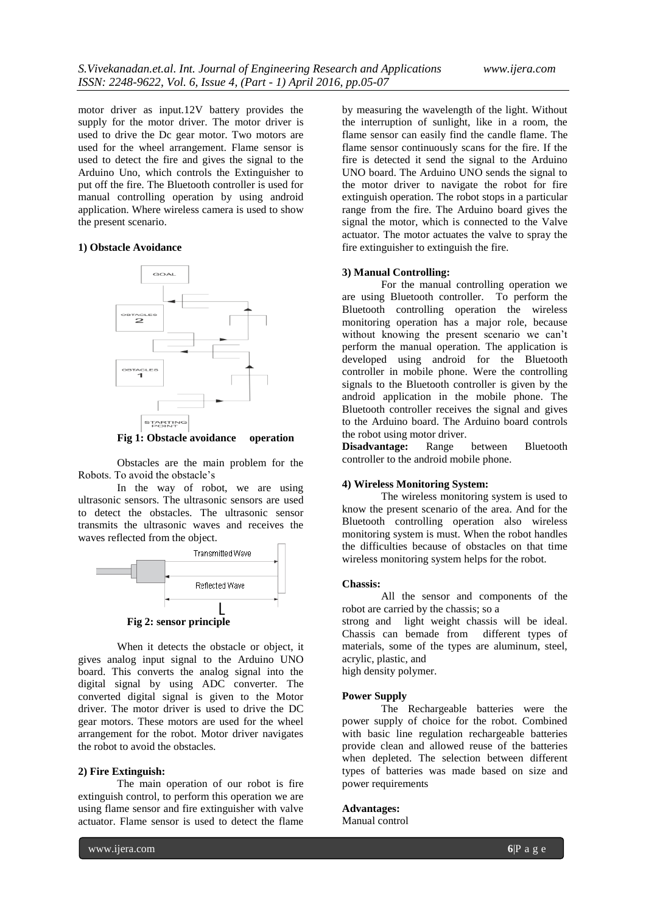motor driver as input.12V battery provides the supply for the motor driver. The motor driver is used to drive the Dc gear motor. Two motors are used for the wheel arrangement. Flame sensor is used to detect the fire and gives the signal to the Arduino Uno, which controls the Extinguisher to put off the fire. The Bluetooth controller is used for manual controlling operation by using android application. Where wireless camera is used to show the present scenario.

**1) Obstacle Avoidance**

**Fig 1: Obstacle avoidance operation**

Obstacles are the main problem for the Robots. To avoid the obstacle's

In the way of robot, we are using ultrasonic sensors. The ultrasonic sensors are used to detect the obstacles. The ultrasonic sensor transmits the ultrasonic waves and receives the waves reflected from the object.

**Fig 2: sensor principle**

When it detects the obstacle or object, it gives analog input signal to the Arduino UNO board. This converts the analog signal into the digital signal by using ADC converter. The converted digital signal is given to the Motor driver. The motor driver is used to drive the DC gear motors. These motors are used for the wheel arrangement for the robot. Motor driver navigates the robot to avoid the obstacles.

**2) Fire Extinguish:**

The main operation of our robot is fire extinguish control, to perform this operation we are using flame sensor and fire extinguisher with valve actuator. Flame sensor is used to detect the flame by measuring the wavelength of the light. Without the interruption of sunlight, like in a room, the flame sensor can easily find the candle flame. The flame sensor continuously scans for the fire. If the fire is detected it send the signal to the Arduino UNO board. The Arduino UNO sends the signal to the motor driver to navigate the robot for fire extinguish operation. The robot stops in a particular range from the fire. The Arduino board gives the signal the motor, which is connected to the Valve actuator. The motor actuates the valve to spray the fire extinguisher to extinguish the fire.

**3) Manual Controlling:**

For the manual controlling operation we are using Bluetooth controller. To perform the Bluetooth controlling operation the wireless monitoring operation has a major role, because without knowing the present scenario we can't perform the manual operation. The application is developed using android for the Bluetooth controller in mobile phone. Were the controlling signals to the Bluetooth controller is given by the android application in the mobile phone. The Bluetooth controller receives the signal and gives to the Arduino board. The Arduino board controls the robot using motor driver.

**Disadvantage:** Range between Bluetooth controller to the android mobile phone.

**4) Wireless Monitoring System:**

The wireless monitoring system is used to know the present scenario of the area. And for the Bluetooth controlling operation also wireless monitoring system is must. When the robot handles the difficulties because of obstacles on that time wireless monitoring system helps for the robot.

**Chassis:**

All the sensor and components of the robot are carried by the chassis; so a strong and light weight chassis will be ideal. Chassis can bemade from different types of materials, some of the types are aluminum, steel, acrylic, plastic, and high density polymer.

**Power Supply**

The Rechargeable batteries were the power supply of choice for the robot. Combined with basic line regulation rechargeable batteries provide clean and allowed reuse of the batteries when depleted. The selection between different types of batteries was made based on size and power requirements

**Advantages:**

Manual control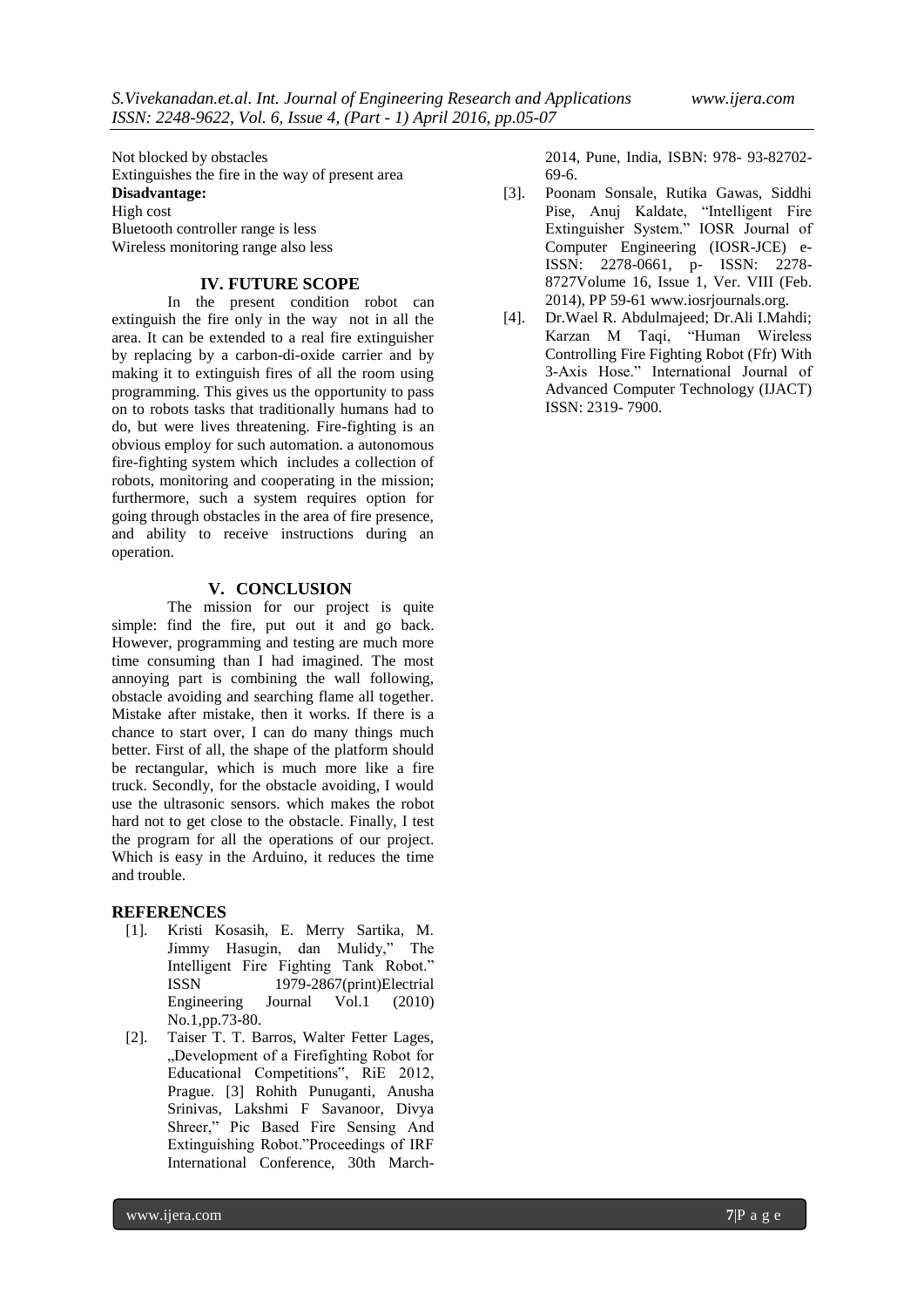Not blocked by obstacles
Extinguishes the fire in the way of present area

**Disadvantage:**

High cost
Bluetooth controller range is less
Wireless monitoring range also less

## IV. FUTURE SCOPE

In the present condition robot can extinguish the fire only in the way not in all the area. It can be extended to a real fire extinguisher by replacing by a carbon-di-oxide carrier and by making it to extinguish fires of all the room using programming. This gives us the opportunity to pass on to robots tasks that traditionally humans had to do, but were lives threatening. Fire-fighting is an obvious employ for such automation. a autonomous fire-fighting system which includes a collection of robots, monitoring and cooperating in the mission; furthermore, such a system requires option for going through obstacles in the area of fire presence, and ability to receive instructions during an operation.

## V. CONCLUSION

The mission for our project is quite simple: find the fire, put out it and go back. However, programming and testing are much more time consuming than I had imagined. The most annoying part is combining the wall following, obstacle avoiding and searching flame all together. Mistake after mistake, then it works. If there is a chance to start over, I can do many things much better. First of all, the shape of the platform should be rectangular, which is much more like a fire truck. Secondly, for the obstacle avoiding, I would use the ultrasonic sensors. which makes the robot hard not to get close to the obstacle. Finally, I test the program for all the operations of our project. Which is easy in the Arduino, it reduces the time and trouble.

## REFERENCES

[1]. Kristi Kosasih, E. Merry Sartika, M. Jimmy Hasugin, dan Mulidy," The Intelligent Fire Fighting Tank Robot." ISSN 1979-2867(print)Electrial Engineering Journal Vol.1 (2010) No.1,pp.73-80.

[2]. Taiser T. T. Barros, Walter Fetter Lages, „Development of a Firefighting Robot for Educational Competitions", RiE 2012, Prague. [3] Rohith Punuganti, Anusha Srinivas, Lakshmi F Savanoor, Divya Shreer," Pic Based Fire Sensing And Extinguishing Robot."Proceedings of IRF International Conference, 30th March-2014, Pune, India, ISBN: 978- 93-82702-69-6.

[3]. Poonam Sonsale, Rutika Gawas, Siddhi Pise, Anuj Kaldate, "Intelligent Fire Extinguisher System." IOSR Journal of Computer Engineering (IOSR-JCE) e-ISSN: 2278-0661, p- ISSN: 2278-8727Volume 16, Issue 1, Ver. VIII (Feb. 2014), PP 59-61 www.iosrjournals.org.

[4]. Dr.Wael R. Abdulmajeed; Dr.Ali I.Mahdi; Karzan M Taqi, "Human Wireless Controlling Fire Fighting Robot (Ffr) With 3-Axis Hose." International Journal of Advanced Computer Technology (IJACT) ISSN: 2319- 7900.